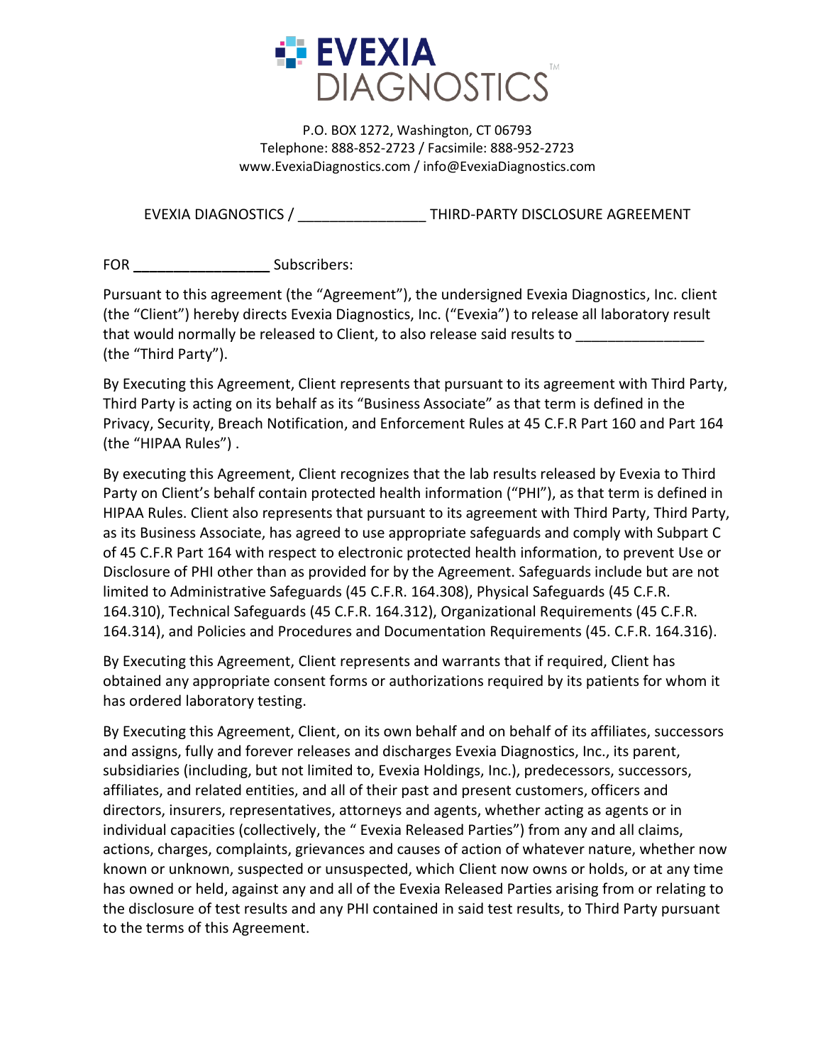# EVEXIA DIAGNOSTICS™

P.O. BOX 1272, Washington, CT 06793
Telephone: 888-852-2723 / Facsimile: 888-952-2723
www.EvexiaDiagnostics.com / info@EvexiaDiagnostics.com

EVEXIA DIAGNOSTICS / _______________ THIRD-PARTY DISCLOSURE AGREEMENT

FOR ________________ Subscribers:

Pursuant to this agreement (the "Agreement"), the undersigned Evexia Diagnostics, Inc. client (the "Client") hereby directs Evexia Diagnostics, Inc. ("Evexia") to release all laboratory result that would normally be released to Client, to also release said results to _______________ (the "Third Party").

By Executing this Agreement, Client represents that pursuant to its agreement with Third Party, Third Party is acting on its behalf as its "Business Associate" as that term is defined in the Privacy, Security, Breach Notification, and Enforcement Rules at 45 C.F.R Part 160 and Part 164 (the "HIPAA Rules") .

By executing this Agreement, Client recognizes that the lab results released by Evexia to Third Party on Client's behalf contain protected health information ("PHI"), as that term is defined in HIPAA Rules. Client also represents that pursuant to its agreement with Third Party, Third Party, as its Business Associate, has agreed to use appropriate safeguards and comply with Subpart C of 45 C.F.R Part 164 with respect to electronic protected health information, to prevent Use or Disclosure of PHI other than as provided for by the Agreement. Safeguards include but are not limited to Administrative Safeguards (45 C.F.R. 164.308), Physical Safeguards (45 C.F.R. 164.310), Technical Safeguards (45 C.F.R. 164.312), Organizational Requirements (45 C.F.R. 164.314), and Policies and Procedures and Documentation Requirements (45. C.F.R. 164.316).

By Executing this Agreement, Client represents and warrants that if required, Client has obtained any appropriate consent forms or authorizations required by its patients for whom it has ordered laboratory testing.

By Executing this Agreement, Client, on its own behalf and on behalf of its affiliates, successors and assigns, fully and forever releases and discharges Evexia Diagnostics, Inc., its parent, subsidiaries (including, but not limited to, Evexia Holdings, Inc.), predecessors, successors, affiliates, and related entities, and all of their past and present customers, officers and directors, insurers, representatives, attorneys and agents, whether acting as agents or in individual capacities (collectively, the " Evexia Released Parties") from any and all claims, actions, charges, complaints, grievances and causes of action of whatever nature, whether now known or unknown, suspected or unsuspected, which Client now owns or holds, or at any time has owned or held, against any and all of the Evexia Released Parties arising from or relating to the disclosure of test results and any PHI contained in said test results, to Third Party pursuant to the terms of this Agreement.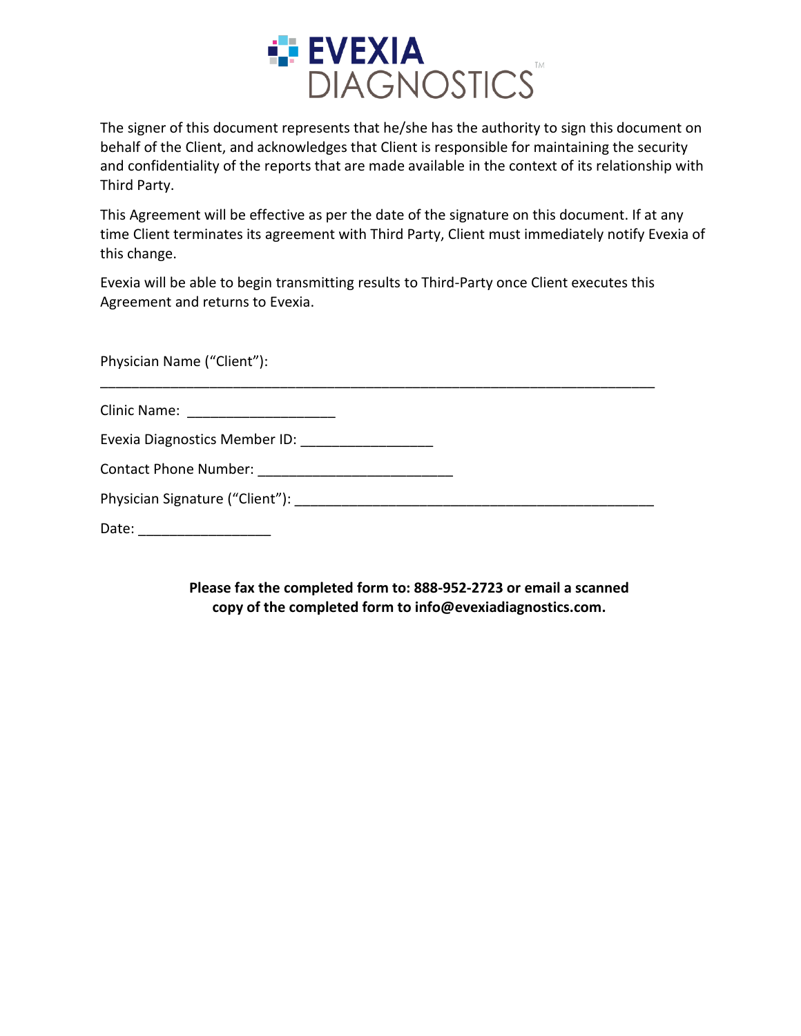The signer of this document represents that he/she has the authority to sign this document on behalf of the Client, and acknowledges that Client is responsible for maintaining the security and confidentiality of the reports that are made available in the context of its relationship with Third Party.

This Agreement will be effective as per the date of the signature on this document. If at any time Client terminates its agreement with Third Party, Client must immediately notify Evexia of this change.

Evexia will be able to begin transmitting results to Third-Party once Client executes this Agreement and returns to Evexia.

Physician Name ("Client"): ___________________________________________________________________________

Clinic Name: ____________________

Evexia Diagnostics Member ID: __________________

Contact Phone Number: __________________________

Physician Signature ("Client"): ________________________________________________

Date: __________________

**Please fax the completed form to: 888-952-2723 or email a scanned copy of the completed form to info@evexiadiagnostics.com.**